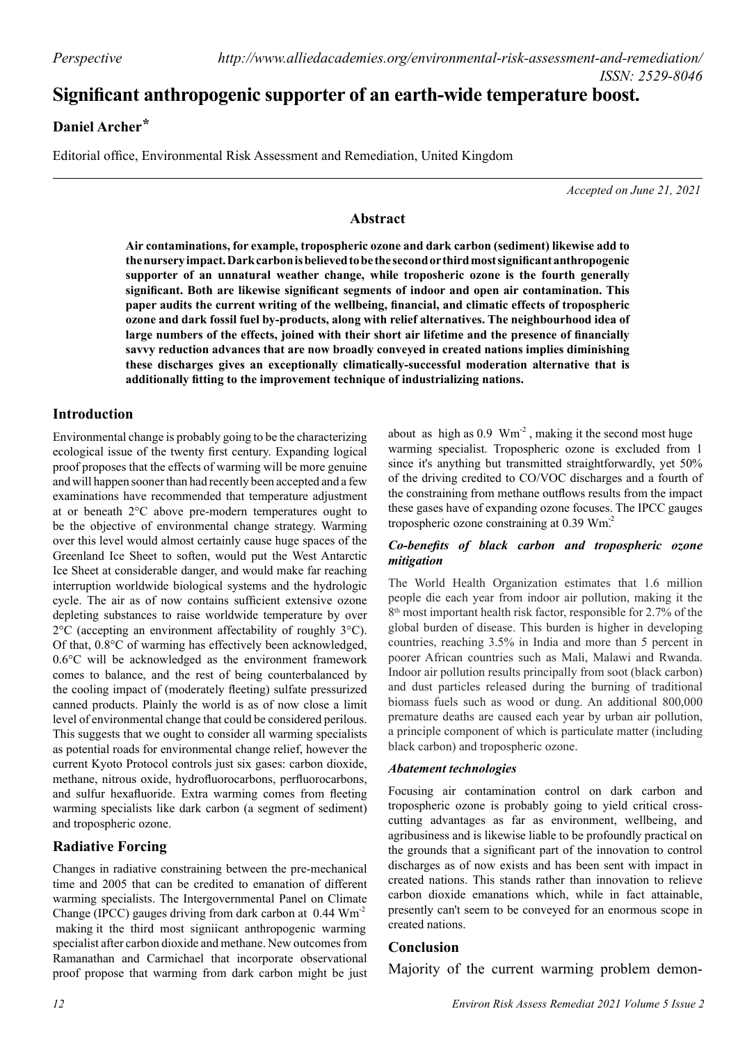*Perspective*

# Significant anthropogenic supporter of an earth-wide temperature boost.

**Daniel Archer***

Editorial office, Environmental Risk Assessment and Remediation, United Kingdom

*Accepted on June 21, 2021*

## Abstract

**Air contaminations, for example, tropospheric ozone and dark carbon (sediment) likewise add to the nursery impact. Dark carbon is believed to be the second or third most significant anthropogenic supporter of an unnatural weather change, while troposheric ozone is the fourth generally significant. Both are likewise significant segments of indoor and open air contamination. This paper audits the current writing of the wellbeing, financial, and climatic effects of tropospheric ozone and dark fossil fuel by-products, along with relief alternatives. The neighbourhood idea of large numbers of the effects, joined with their short air lifetime and the presence of financially savvy reduction advances that are now broadly conveyed in created nations implies diminishing these discharges gives an exceptionally climatically-successful moderation alternative that is additionally fitting to the improvement technique of industrializing nations.**

## Introduction

Environmental change is probably going to be the characterizing ecological issue of the twenty first century. Expanding logical proof proposes that the effects of warming will be more genuine and will happen sooner than had recently been accepted and a few examinations have recommended that temperature adjustment at or beneath 2°C above pre-modern temperatures ought to be the objective of environmental change strategy. Warming over this level would almost certainly cause huge spaces of the Greenland Ice Sheet to soften, would put the West Antarctic Ice Sheet at considerable danger, and would make far reaching interruption worldwide biological systems and the hydrologic cycle. The air as of now contains sufficient extensive ozone depleting substances to raise worldwide temperature by over 2°C (accepting an environment affectability of roughly 3°C). Of that, 0.8°C of warming has effectively been acknowledged, 0.6°C will be acknowledged as the environment framework comes to balance, and the rest of being counterbalanced by the cooling impact of (moderately fleeting) sulfate pressurized canned products. Plainly the world is as of now close a limit level of environmental change that could be considered perilous. This suggests that we ought to consider all warming specialists as potential roads for environmental change relief, however the current Kyoto Protocol controls just six gases: carbon dioxide, methane, nitrous oxide, hydrofluorocarbons, perfluorocarbons, and sulfur hexafluoride. Extra warming comes from fleeting warming specialists like dark carbon (a segment of sediment) and tropospheric ozone.

## Radiative Forcing

Changes in radiative constraining between the pre-mechanical time and 2005 that can be credited to emanation of different warming specialists. The Intergovernmental Panel on Climate Change (IPCC) gauges driving from dark carbon at 0.44 $Wm^{-2}$ making it the third most signiicant anthropogenic warming specialist after carbon dioxide and methane. New outcomes from Ramanathan and Carmichael that incorporate observational proof propose that warming from dark carbon might be just about as high as 0.9 $Wm^{-2}$, making it the second most huge warming specialist. Tropospheric ozone is excluded from 1 since it's anything but transmitted straightforwardly, yet 50% of the driving credited to CO/VOC discharges and a fourth of the constraining from methane outflows results from the impact these gases have of expanding ozone focuses. The IPCC gauges tropospheric ozone constraining at 0.39 $Wm^{-2}$

### *Co-benefits of black carbon and tropospheric ozone mitigation*

The World Health Organization estimates that 1.6 million people die each year from indoor air pollution, making it the 8th most important health risk factor, responsible for 2.7% of the global burden of disease. This burden is higher in developing countries, reaching 3.5% in India and more than 5 percent in poorer African countries such as Mali, Malawi and Rwanda. Indoor air pollution results principally from soot (black carbon) and dust particles released during the burning of traditional biomass fuels such as wood or dung. An additional 800,000 premature deaths are caused each year by urban air pollution, a principle component of which is particulate matter (including black carbon) and tropospheric ozone.

### *Abatement technologies*

Focusing air contamination control on dark carbon and tropospheric ozone is probably going to yield critical cross-cutting advantages as far as environment, wellbeing, and agribusiness and is likewise liable to be profoundly practical on the grounds that a significant part of the innovation to control discharges as of now exists and has been sent with impact in created nations. This stands rather than innovation to relieve carbon dioxide emanations which, while in fact attainable, presently can't seem to be conveyed for an enormous scope in created nations.

## Conclusion

Majority of the current warming problem demon-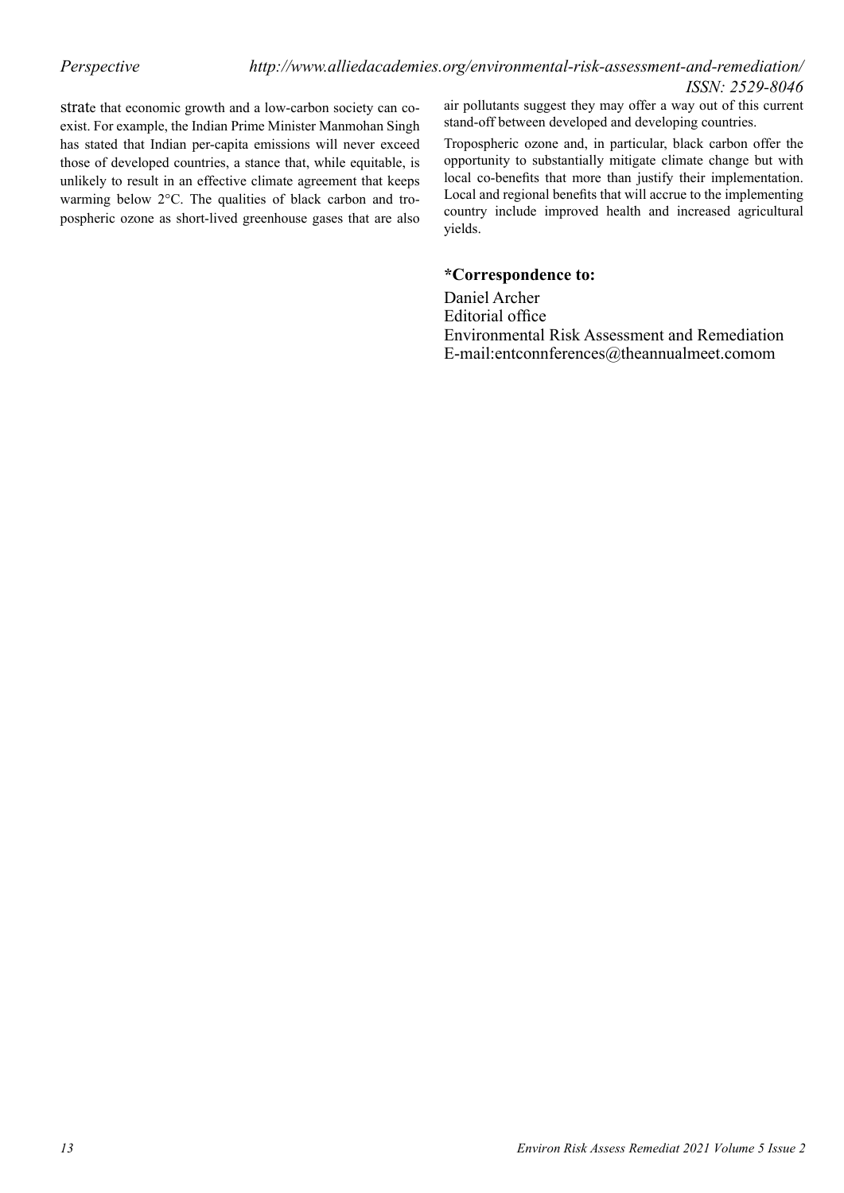strate that economic growth and a low-carbon society can coexist. For example, the Indian Prime Minister Manmohan Singh has stated that Indian per-capita emissions will never exceed those of developed countries, a stance that, while equitable, is unlikely to result in an effective climate agreement that keeps warming below 2°C. The qualities of black carbon and tropospheric ozone as short-lived greenhouse gases that are also air pollutants suggest they may offer a way out of this current stand-off between developed and developing countries.

Tropospheric ozone and, in particular, black carbon offer the opportunity to substantially mitigate climate change but with local co-benefits that more than justify their implementation. Local and regional benefits that will accrue to the implementing country include improved health and increased agricultural yields.

**\*Correspondence to:**

Daniel Archer
Editorial office
Environmental Risk Assessment and Remediation
E-mail:entconnferences@theannualmeet.comom